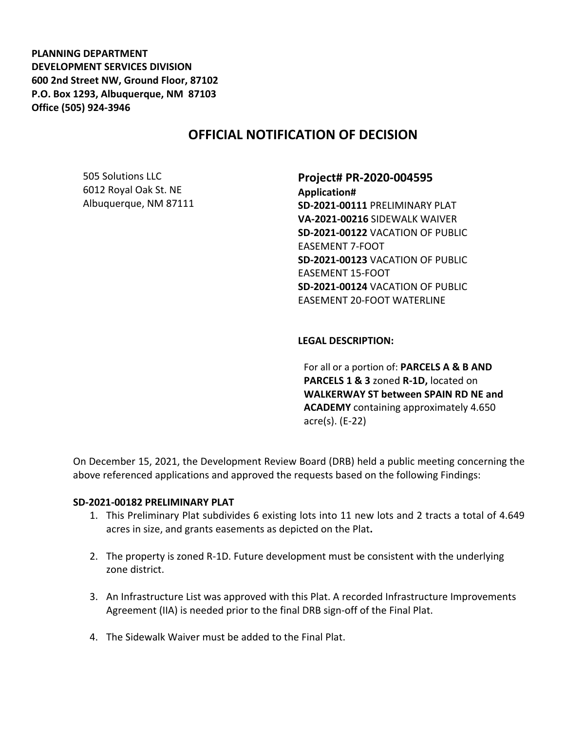**PLANNING DEPARTMENT**
**DEVELOPMENT SERVICES DIVISION**
**600 2nd Street NW, Ground Floor, 87102**
**P.O. Box 1293, Albuquerque, NM 87103**
**Office (505) 924-3946**

# OFFICIAL NOTIFICATION OF DECISION

505 Solutions LLC
6012 Royal Oak St. NE
Albuquerque, NM 87111

## Project# PR-2020-004595

**Application#**
**SD-2021-00111** PRELIMINARY PLAT
**VA-2021-00216** SIDEWALK WAIVER
**SD-2021-00122** VACATION OF PUBLIC EASEMENT 7-FOOT
**SD-2021-00123** VACATION OF PUBLIC EASEMENT 15-FOOT
**SD-2021-00124** VACATION OF PUBLIC EASEMENT 20-FOOT WATERLINE

**LEGAL DESCRIPTION:**

For all or a portion of: **PARCELS A & B AND PARCELS 1 & 3** zoned **R-1D,** located on **WALKERWAY ST between SPAIN RD NE and ACADEMY** containing approximately 4.650 acre(s). (E-22)

On December 15, 2021, the Development Review Board (DRB) held a public meeting concerning the above referenced applications and approved the requests based on the following Findings:

**SD-2021-00182 PRELIMINARY PLAT**

1. This Preliminary Plat subdivides 6 existing lots into 11 new lots and 2 tracts a total of 4.649 acres in size, and grants easements as depicted on the Plat**.**
2. The property is zoned R-1D. Future development must be consistent with the underlying zone district.
3. An Infrastructure List was approved with this Plat. A recorded Infrastructure Improvements Agreement (IIA) is needed prior to the final DRB sign-off of the Final Plat.
4. The Sidewalk Waiver must be added to the Final Plat.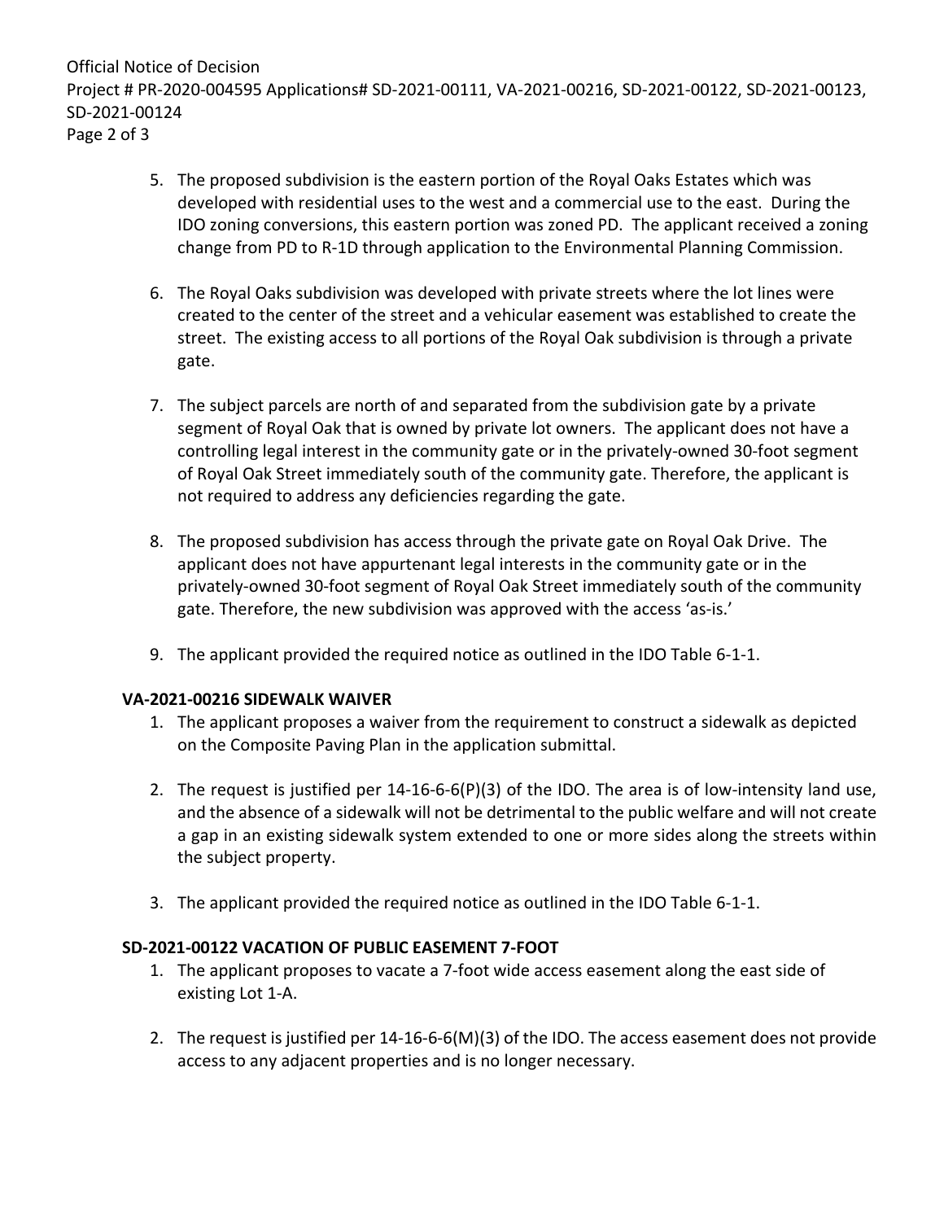5. The proposed subdivision is the eastern portion of the Royal Oaks Estates which was developed with residential uses to the west and a commercial use to the east. During the IDO zoning conversions, this eastern portion was zoned PD. The applicant received a zoning change from PD to R-1D through application to the Environmental Planning Commission.

6. The Royal Oaks subdivision was developed with private streets where the lot lines were created to the center of the street and a vehicular easement was established to create the street. The existing access to all portions of the Royal Oak subdivision is through a private gate.

7. The subject parcels are north of and separated from the subdivision gate by a private segment of Royal Oak that is owned by private lot owners. The applicant does not have a controlling legal interest in the community gate or in the privately-owned 30-foot segment of Royal Oak Street immediately south of the community gate. Therefore, the applicant is not required to address any deficiencies regarding the gate.

8. The proposed subdivision has access through the private gate on Royal Oak Drive. The applicant does not have appurtenant legal interests in the community gate or in the privately-owned 30-foot segment of Royal Oak Street immediately south of the community gate. Therefore, the new subdivision was approved with the access 'as-is.'

9. The applicant provided the required notice as outlined in the IDO Table 6-1-1.

**VA-2021-00216 SIDEWALK WAIVER**

1. The applicant proposes a waiver from the requirement to construct a sidewalk as depicted on the Composite Paving Plan in the application submittal.

2. The request is justified per 14-16-6-6(P)(3) of the IDO. The area is of low-intensity land use, and the absence of a sidewalk will not be detrimental to the public welfare and will not create a gap in an existing sidewalk system extended to one or more sides along the streets within the subject property.

3. The applicant provided the required notice as outlined in the IDO Table 6-1-1.

**SD-2021-00122 VACATION OF PUBLIC EASEMENT 7-FOOT**

1. The applicant proposes to vacate a 7-foot wide access easement along the east side of existing Lot 1-A.

2. The request is justified per 14-16-6-6(M)(3) of the IDO. The access easement does not provide access to any adjacent properties and is no longer necessary.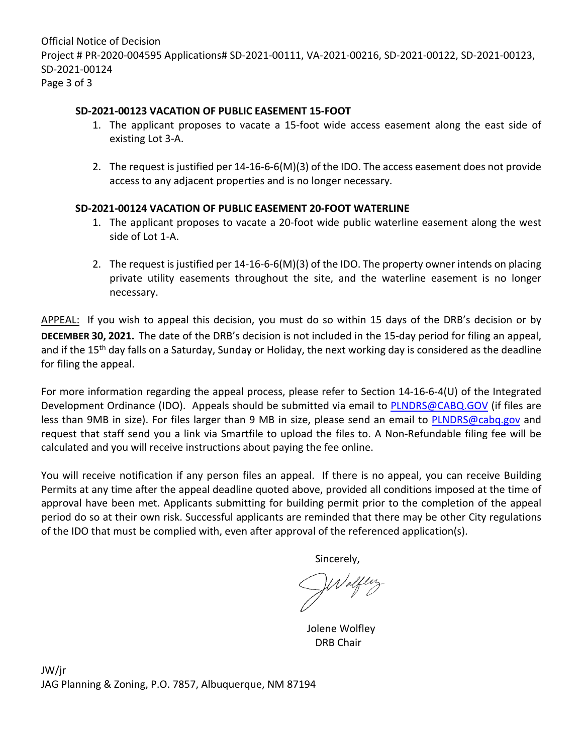### SD-2021-00123 VACATION OF PUBLIC EASEMENT 15-FOOT

1. The applicant proposes to vacate a 15-foot wide access easement along the east side of existing Lot 3-A.
2. The request is justified per 14-16-6-6(M)(3) of the IDO. The access easement does not provide access to any adjacent properties and is no longer necessary.

### SD-2021-00124 VACATION OF PUBLIC EASEMENT 20-FOOT WATERLINE

1. The applicant proposes to vacate a 20-foot wide public waterline easement along the west side of Lot 1-A.
2. The request is justified per 14-16-6-6(M)(3) of the IDO. The property owner intends on placing private utility easements throughout the site, and the waterline easement is no longer necessary.

APPEAL: If you wish to appeal this decision, you must do so within 15 days of the DRB's decision or by **DECEMBER 30, 2021.** The date of the DRB's decision is not included in the 15-day period for filing an appeal, and if the 15th day falls on a Saturday, Sunday or Holiday, the next working day is considered as the deadline for filing the appeal.

For more information regarding the appeal process, please refer to Section 14-16-6-4(U) of the Integrated Development Ordinance (IDO). Appeals should be submitted via email to PLNDRS@CABQ.GOV (if files are less than 9MB in size). For files larger than 9 MB in size, please send an email to PLNDRS@cabq.gov and request that staff send you a link via Smartfile to upload the files to. A Non-Refundable filing fee will be calculated and you will receive instructions about paying the fee online.

You will receive notification if any person files an appeal. If there is no appeal, you can receive Building Permits at any time after the appeal deadline quoted above, provided all conditions imposed at the time of approval have been met. Applicants submitting for building permit prior to the completion of the appeal period do so at their own risk. Successful applicants are reminded that there may be other City regulations of the IDO that must be complied with, even after approval of the referenced application(s).

Sincerely,

Jolene Wolfley
DRB Chair

JW/jr
JAG Planning & Zoning, P.O. 7857, Albuquerque, NM 87194